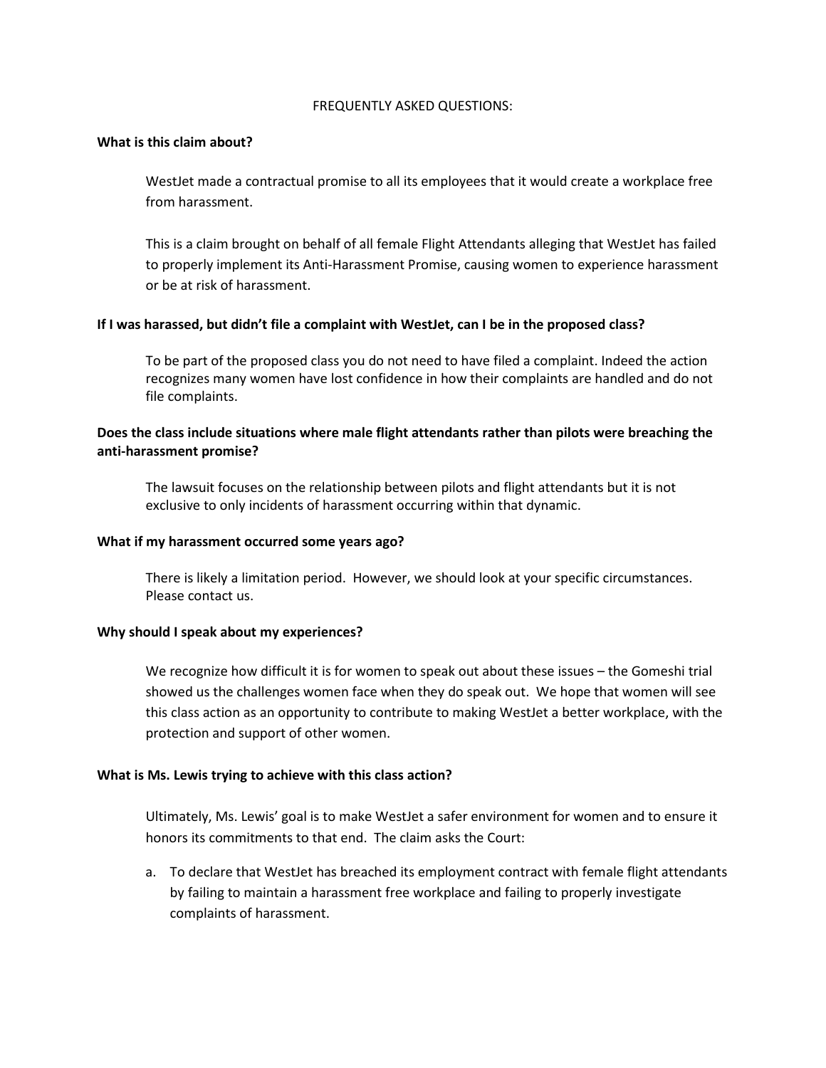# FREQUENTLY ASKED QUESTIONS:

**What is this claim about?**

WestJet made a contractual promise to all its employees that it would create a workplace free from harassment.

This is a claim brought on behalf of all female Flight Attendants alleging that WestJet has failed to properly implement its Anti-Harassment Promise, causing women to experience harassment or be at risk of harassment.

**If I was harassed, but didn't file a complaint with WestJet, can I be in the proposed class?**

To be part of the proposed class you do not need to have filed a complaint. Indeed the action recognizes many women have lost confidence in how their complaints are handled and do not file complaints.

**Does the class include situations where male flight attendants rather than pilots were breaching the anti-harassment promise?**

The lawsuit focuses on the relationship between pilots and flight attendants but it is not exclusive to only incidents of harassment occurring within that dynamic.

**What if my harassment occurred some years ago?**

There is likely a limitation period. However, we should look at your specific circumstances. Please contact us.

**Why should I speak about my experiences?**

We recognize how difficult it is for women to speak out about these issues – the Gomeshi trial showed us the challenges women face when they do speak out. We hope that women will see this class action as an opportunity to contribute to making WestJet a better workplace, with the protection and support of other women.

**What is Ms. Lewis trying to achieve with this class action?**

Ultimately, Ms. Lewis' goal is to make WestJet a safer environment for women and to ensure it honors its commitments to that end. The claim asks the Court:

a. To declare that WestJet has breached its employment contract with female flight attendants by failing to maintain a harassment free workplace and failing to properly investigate complaints of harassment.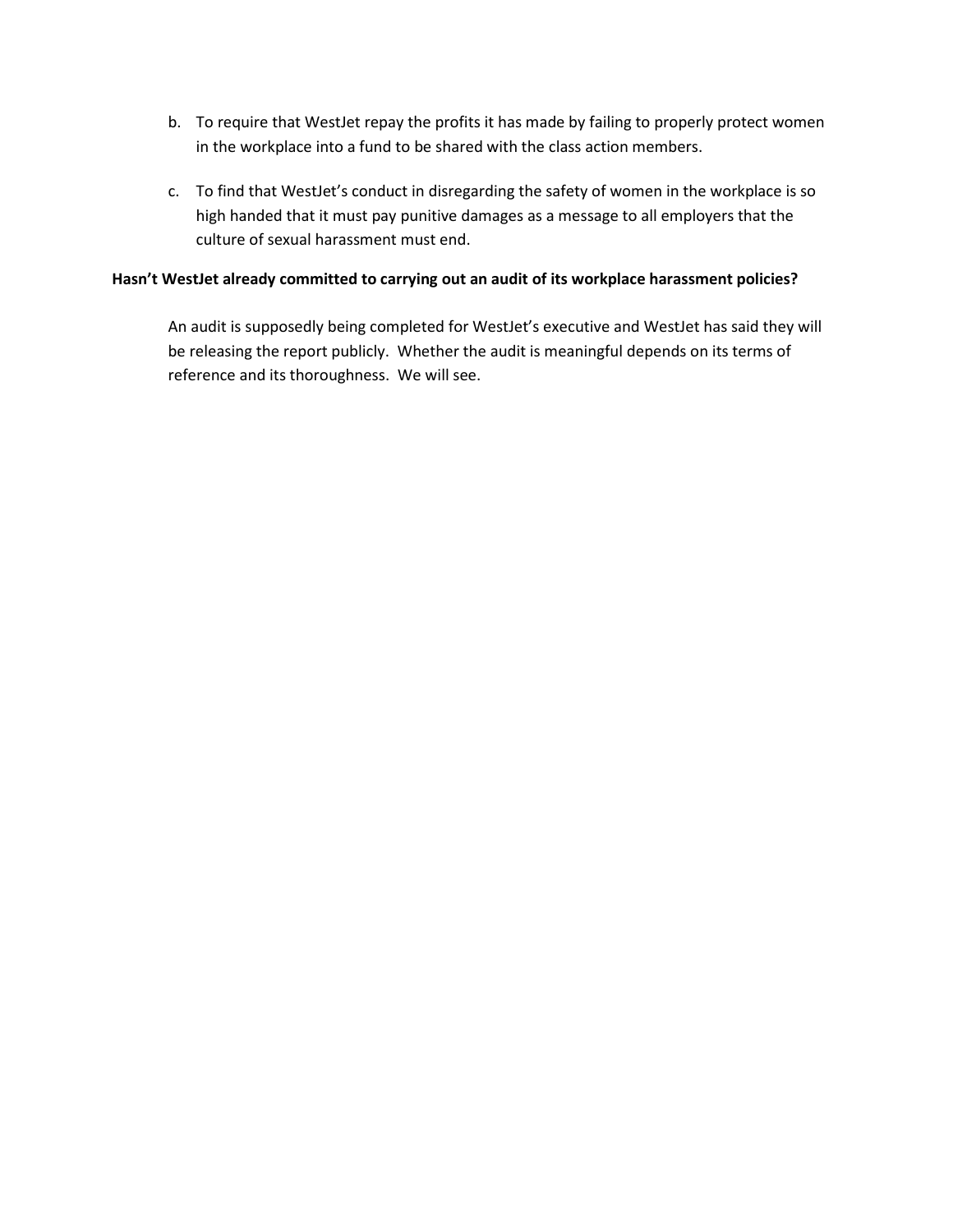b. To require that WestJet repay the profits it has made by failing to properly protect women in the workplace into a fund to be shared with the class action members.

c. To find that WestJet's conduct in disregarding the safety of women in the workplace is so high handed that it must pay punitive damages as a message to all employers that the culture of sexual harassment must end.

**Hasn't WestJet already committed to carrying out an audit of its workplace harassment policies?**

An audit is supposedly being completed for WestJet's executive and WestJet has said they will be releasing the report publicly. Whether the audit is meaningful depends on its terms of reference and its thoroughness. We will see.